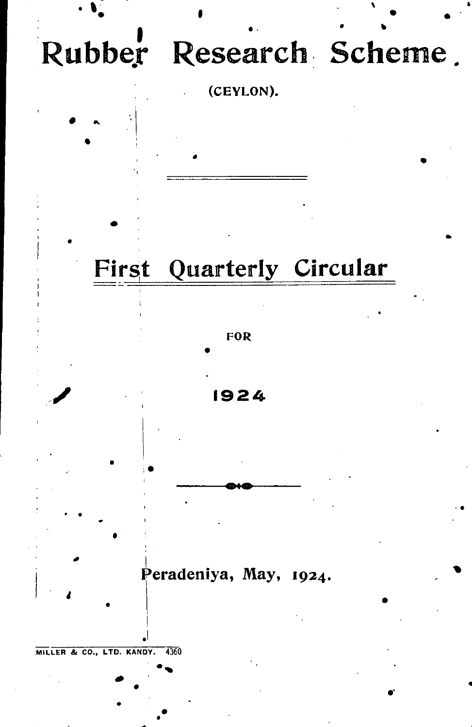# Rubber Research Scheme

(CEYLON).

## First Quarterly Circular

FOR

1924

Peradeniya, May, 1924.

MILLER & CO., LTD. KANDY. 4360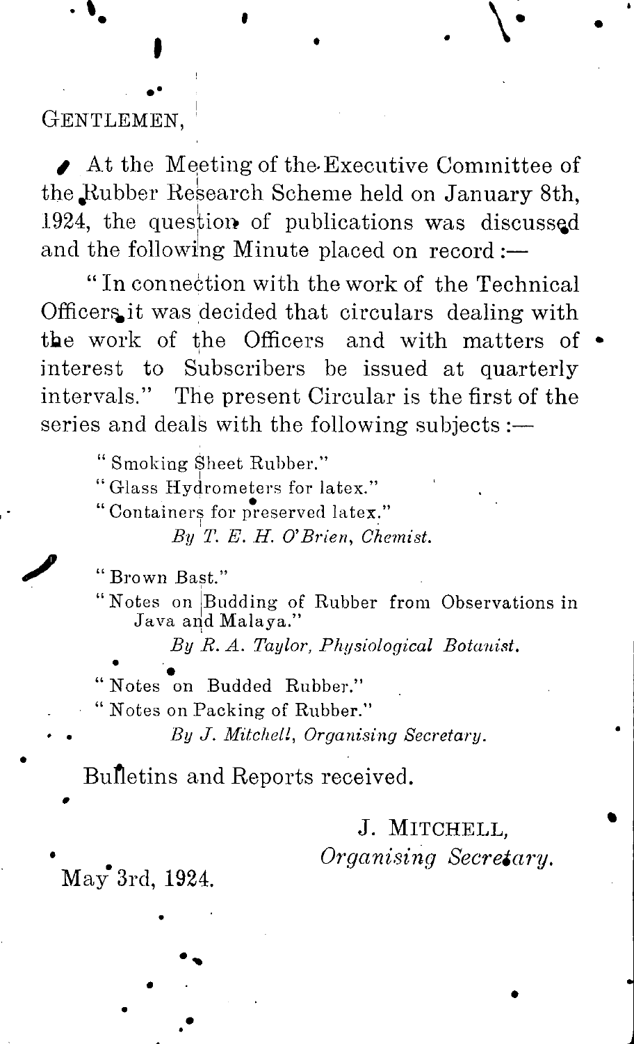GENTLEMEN,

At the Meeting of the Executive Committee of the Rubber Research Scheme held on January 8th, 1924, the question of publications was discussed and the following Minute placed on record :—

"In connection with the work of the Technical Officers it was decided that circulars dealing with the work of the Officers and with matters of interest to Subscribers be issued at quarterly intervals." The present Circular is the first of the series and deals with the following subjects :—

> "Smoking Sheet Rubber."
> "Glass Hydrometers for latex."
> "Containers for preserved latex."
> *By T. E. H. O'Brien, Chemist.*
>
> "Brown Bast."
> "Notes on Budding of Rubber from Observations in Java and Malaya."
> *By R. A. Taylor, Physiological Botanist.*
>
> "Notes on Budded Rubber."
> "Notes on Packing of Rubber."
> *By J. Mitchell, Organising Secretary.*

Bulletins and Reports received.

J. MITCHELL,
*Organising Secretary.*

May 3rd, 1924.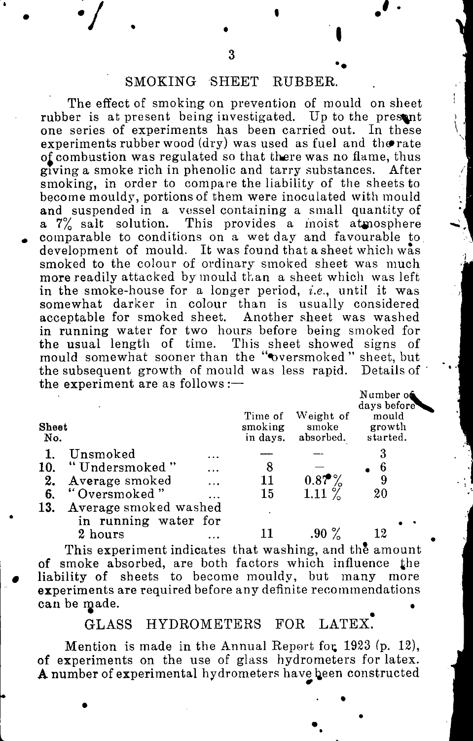## SMOKING SHEET RUBBER.

The effect of smoking on prevention of mould on sheet rubber is at present being investigated. Up to the present one series of experiments has been carried out. In these experiments rubber wood (dry) was used as fuel and the rate of combustion was regulated so that there was no flame, thus giving a smoke rich in phenolic and tarry substances. After smoking, in order to compare the liability of the sheets to become mouldy, portions of them were inoculated with mould and suspended in a vessel containing a small quantity of a 7% salt solution. This provides a moist atmosphere comparable to conditions on a wet day and favourable to development of mould. It was found that a sheet which was smoked to the colour of ordinary smoked sheet was much more readily attacked by mould than a sheet which was left in the smoke-house for a longer period, *i.e.*, until it was somewhat darker in colour than is usually considered acceptable for smoked sheet. Another sheet was washed in running water for two hours before being smoked for the usual length of time. This sheet showed signs of mould somewhat sooner than the "oversmoked" sheet, but the subsequent growth of mould was less rapid. Details of the experiment are as follows:—

| Sheet No. | | Time of smoking in days. | Weight of smoke absorbed. | Number of days before mould growth started. |
|---|---|---|---|---|
| 1. | Unsmoked ... | — | — | 3 |
| 10. | "Undersmoked" ... | 8 | — | 6 |
| 2. | Average smoked ... | 11 | 0.87% | 9 |
| 6. | "Oversmoked" ... | 15 | 1.11 % | 20 |
| 13. | Average smoked washed in running water for 2 hours ... | 11 | .90 % | 12 |

This experiment indicates that washing, and the amount of smoke absorbed, are both factors which influence the liability of sheets to become mouldy, but many more experiments are required before any definite recommendations can be made.

## GLASS HYDROMETERS FOR LATEX.

Mention is made in the Annual Report for 1923 (p. 12), of experiments on the use of glass hydrometers for latex. A number of experimental hydrometers have been constructed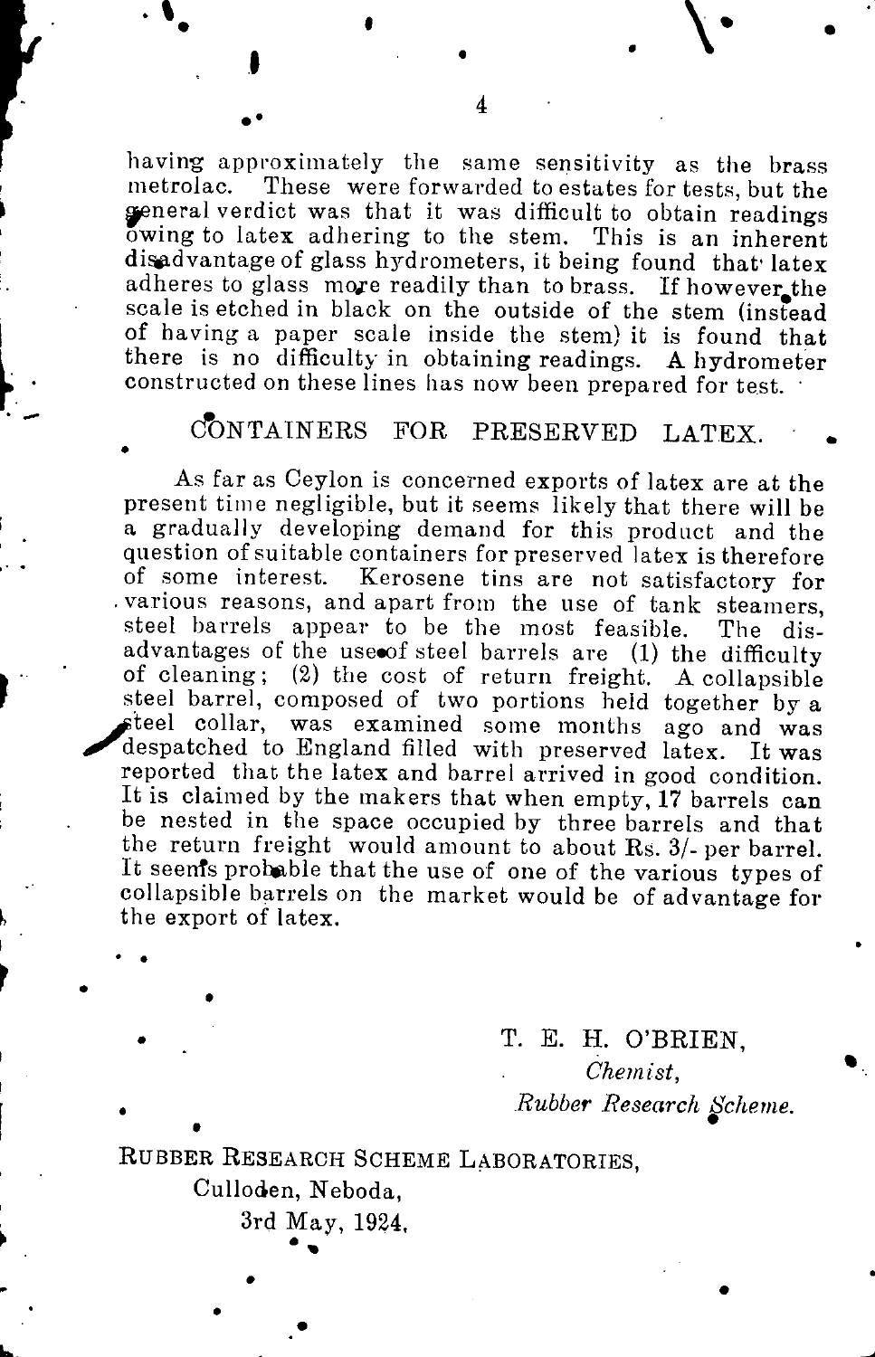having approximately the same sensitivity as the brass metrolac. These were forwarded to estates for tests, but the general verdict was that it was difficult to obtain readings owing to latex adhering to the stem. This is an inherent disadvantage of glass hydrometers, it being found that latex adheres to glass more readily than to brass. If however the scale is etched in black on the outside of the stem (instead of having a paper scale inside the stem) it is found that there is no difficulty in obtaining readings. A hydrometer constructed on these lines has now been prepared for test.

## CONTAINERS FOR PRESERVED LATEX.

As far as Ceylon is concerned exports of latex are at the present time negligible, but it seems likely that there will be a gradually developing demand for this product and the question of suitable containers for preserved latex is therefore of some interest. Kerosene tins are not satisfactory for various reasons, and apart from the use of tank steamers, steel barrels appear to be the most feasible. The disadvantages of the use of steel barrels are (1) the difficulty of cleaning; (2) the cost of return freight. A collapsible steel barrel, composed of two portions held together by a steel collar, was examined some months ago and was despatched to England filled with preserved latex. It was reported that the latex and barrel arrived in good condition. It is claimed by the makers that when empty, 17 barrels can be nested in the space occupied by three barrels and that the return freight would amount to about Rs. 3/- per barrel. It seems probable that the use of one of the various types of collapsible barrels on the market would be of advantage for the export of latex.

T. E. H. O'BRIEN,
*Chemist,*
*Rubber Research Scheme.*

RUBBER RESEARCH SCHEME LABORATORIES,
Culloden, Neboda,
3rd May, 1924.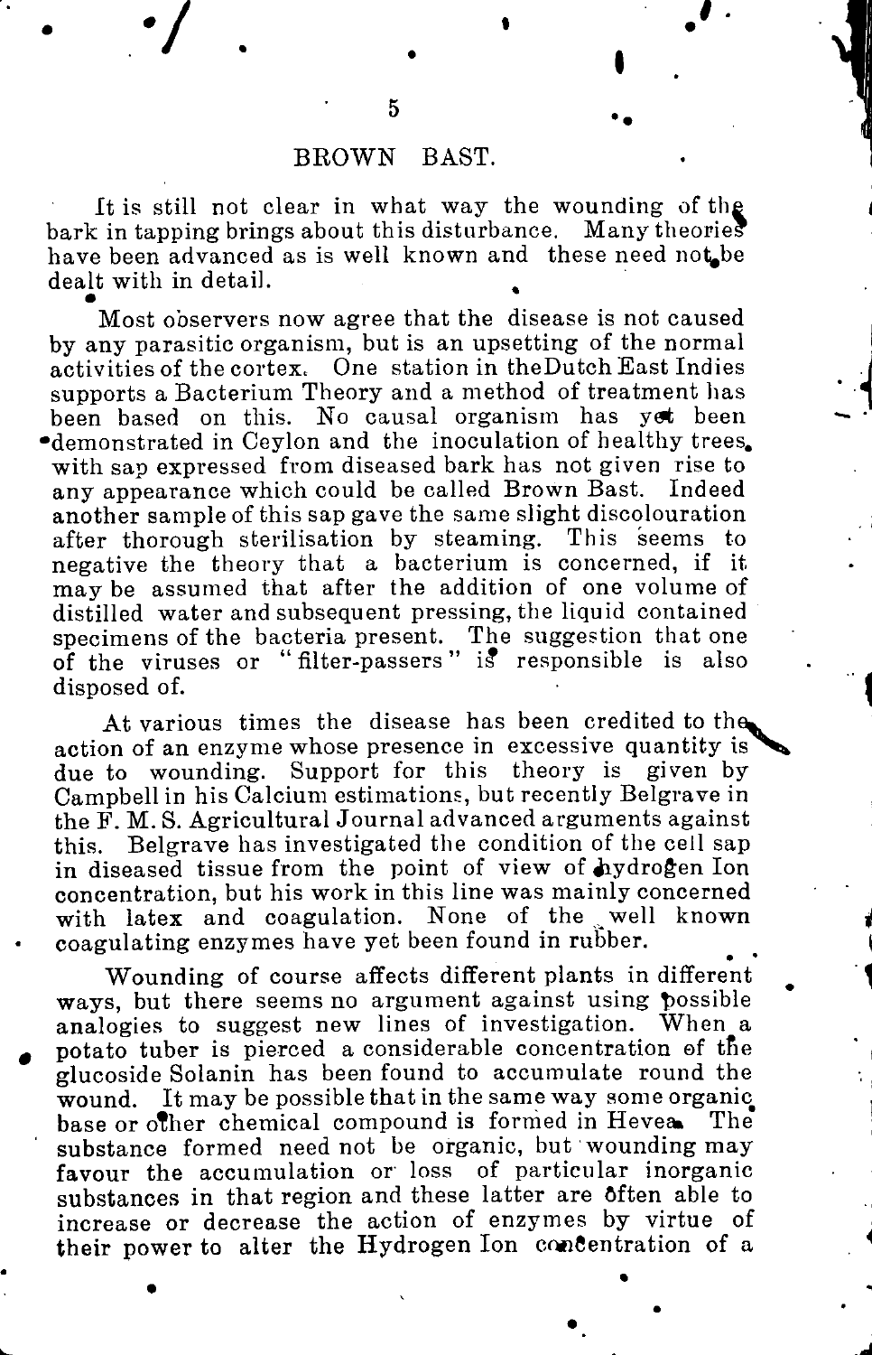## BROWN BAST.

It is still not clear in what way the wounding of the bark in tapping brings about this disturbance. Many theories have been advanced as is well known and these need not be dealt with in detail.

Most observers now agree that the disease is not caused by any parasitic organism, but is an upsetting of the normal activities of the cortex. One station in the Dutch East Indies supports a Bacterium Theory and a method of treatment has been based on this. No causal organism has yet been demonstrated in Ceylon and the inoculation of healthy trees with sap expressed from diseased bark has not given rise to any appearance which could be called Brown Bast. Indeed another sample of this sap gave the same slight discolouration after thorough sterilisation by steaming. This seems to negative the theory that a bacterium is concerned, if it may be assumed that after the addition of one volume of distilled water and subsequent pressing, the liquid contained specimens of the bacteria present. The suggestion that one of the viruses or "filter-passers" is responsible is also disposed of.

At various times the disease has been credited to the action of an enzyme whose presence in excessive quantity is due to wounding. Support for this theory is given by Campbell in his Calcium estimations, but recently Belgrave in the F. M. S. Agricultural Journal advanced arguments against this. Belgrave has investigated the condition of the cell sap in diseased tissue from the point of view of hydrogen Ion concentration, but his work in this line was mainly concerned with latex and coagulation. None of the well known coagulating enzymes have yet been found in rubber.

Wounding of course affects different plants in different ways, but there seems no argument against using possible analogies to suggest new lines of investigation. When a potato tuber is pierced a considerable concentration of the glucoside Solanin has been found to accumulate round the wound. It may be possible that in the same way some organic base or other chemical compound is formed in Hevea. The substance formed need not be organic, but wounding may favour the accumulation or loss of particular inorganic substances in that region and these latter are often able to increase or decrease the action of enzymes by virtue of their power to alter the Hydrogen Ion concentration of a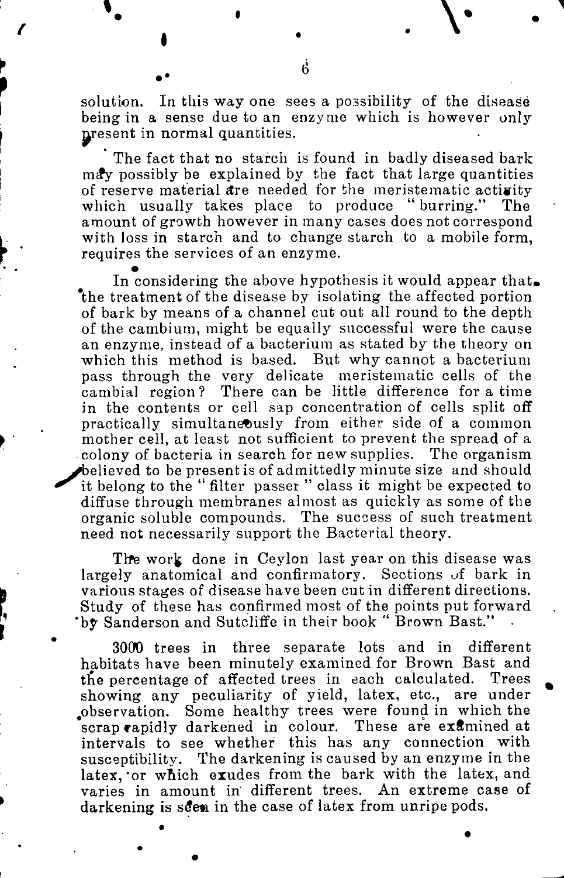solution. In this way one sees a possibility of the disease being in a sense due to an enzyme which is however only present in normal quantities.

The fact that no starch is found in badly diseased bark may possibly be explained by the fact that large quantities of reserve material are needed for the meristematic activity which usually takes place to produce "burring." The amount of growth however in many cases does not correspond with loss in starch and to change starch to a mobile form, requires the services of an enzyme.

In considering the above hypothesis it would appear that the treatment of the disease by isolating the affected portion of bark by means of a channel cut out all round to the depth of the cambium, might be equally successful were the cause an enzyme, instead of a bacterium as stated by the theory on which this method is based. But why cannot a bacterium pass through the very delicate meristematic cells of the cambial region? There can be little difference for a time in the contents or cell sap concentration of cells split off practically simultaneously from either side of a common mother cell, at least not sufficient to prevent the spread of a colony of bacteria in search for new supplies. The organism believed to be present is of admittedly minute size and should it belong to the "filter passer" class it might be expected to diffuse through membranes almost as quickly as some of the organic soluble compounds. The success of such treatment need not necessarily support the Bacterial theory.

The work done in Ceylon last year on this disease was largely anatomical and confirmatory. Sections of bark in various stages of disease have been cut in different directions. Study of these has confirmed most of the points put forward by Sanderson and Sutcliffe in their book "Brown Bast."

3000 trees in three separate lots and in different habitats have been minutely examined for Brown Bast and the percentage of affected trees in each calculated. Trees showing any peculiarity of yield, latex, etc., are under observation. Some healthy trees were found in which the scrap rapidly darkened in colour. These are examined at intervals to see whether this has any connection with susceptibility. The darkening is caused by an enzyme in the latex, or which exudes from the bark with the latex, and varies in amount in different trees. An extreme case of darkening is seen in the case of latex from unripe pods.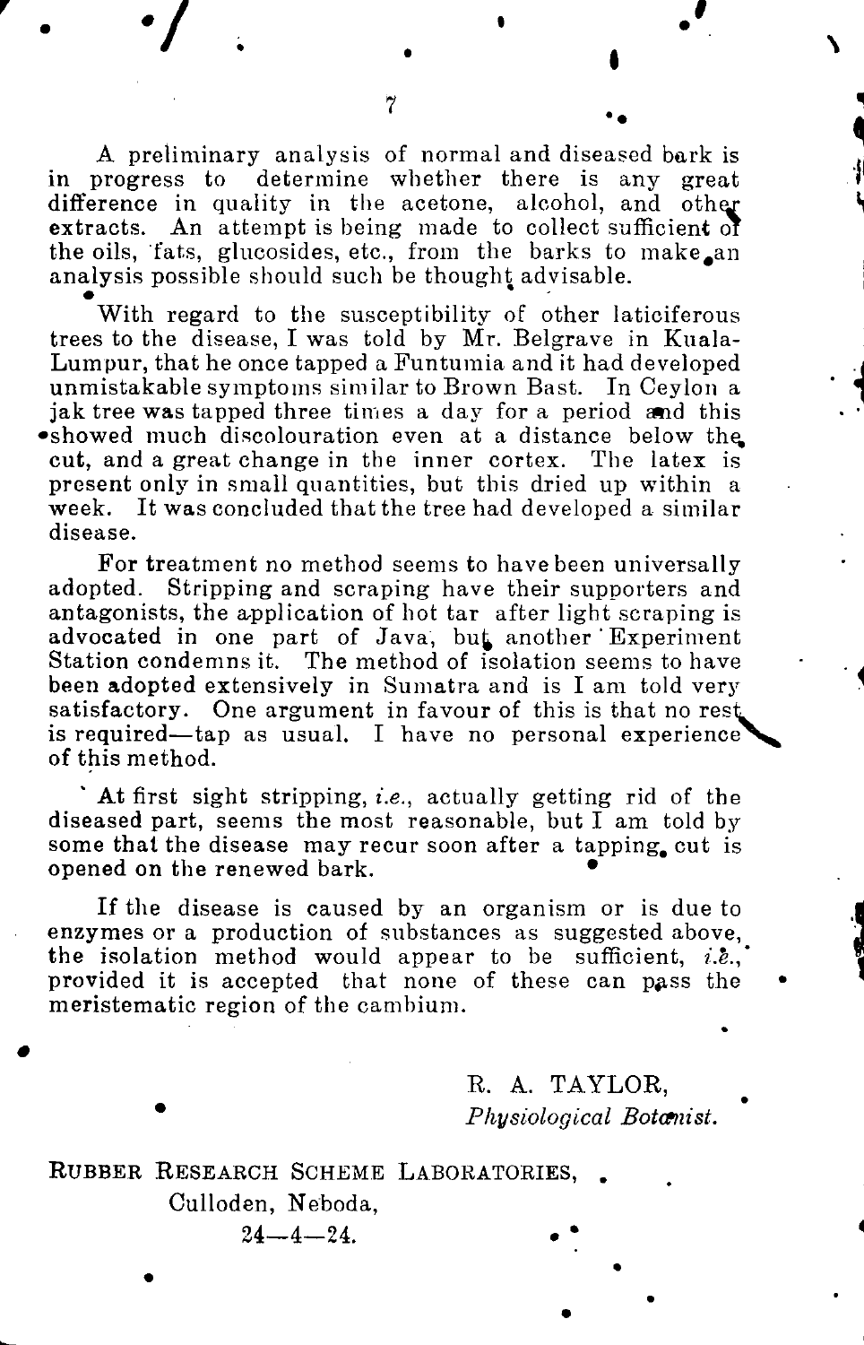A preliminary analysis of normal and diseased bark is in progress to determine whether there is any great difference in quality in the acetone, alcohol, and other extracts. An attempt is being made to collect sufficient of the oils, fats, glucosides, etc., from the barks to make an analysis possible should such be thought advisable.

With regard to the susceptibility of other laticiferous trees to the disease, I was told by Mr. Belgrave in Kuala-Lumpur, that he once tapped a Funtumia and it had developed unmistakable symptoms similar to Brown Bast. In Ceylon a jak tree was tapped three times a day for a period and this showed much discolouration even at a distance below the cut, and a great change in the inner cortex. The latex is present only in small quantities, but this dried up within a week. It was concluded that the tree had developed a similar disease.

For treatment no method seems to have been universally adopted. Stripping and scraping have their supporters and antagonists, the application of hot tar after light scraping is advocated in one part of Java, but another Experiment Station condemns it. The method of isolation seems to have been adopted extensively in Sumatra and is I am told very satisfactory. One argument in favour of this is that no rest is required—tap as usual. I have no personal experience of this method.

At first sight stripping, *i.e.*, actually getting rid of the diseased part, seems the most reasonable, but I am told by some that the disease may recur soon after a tapping cut is opened on the renewed bark.

If the disease is caused by an organism or is due to enzymes or a production of substances as suggested above, the isolation method would appear to be sufficient, *i.e.*, provided it is accepted that none of these can pass the meristematic region of the cambium.

R. A. TAYLOR,
*Physiological Botanist.*

RUBBER RESEARCH SCHEME LABORATORIES,
Culloden, Neboda,
24—4—24.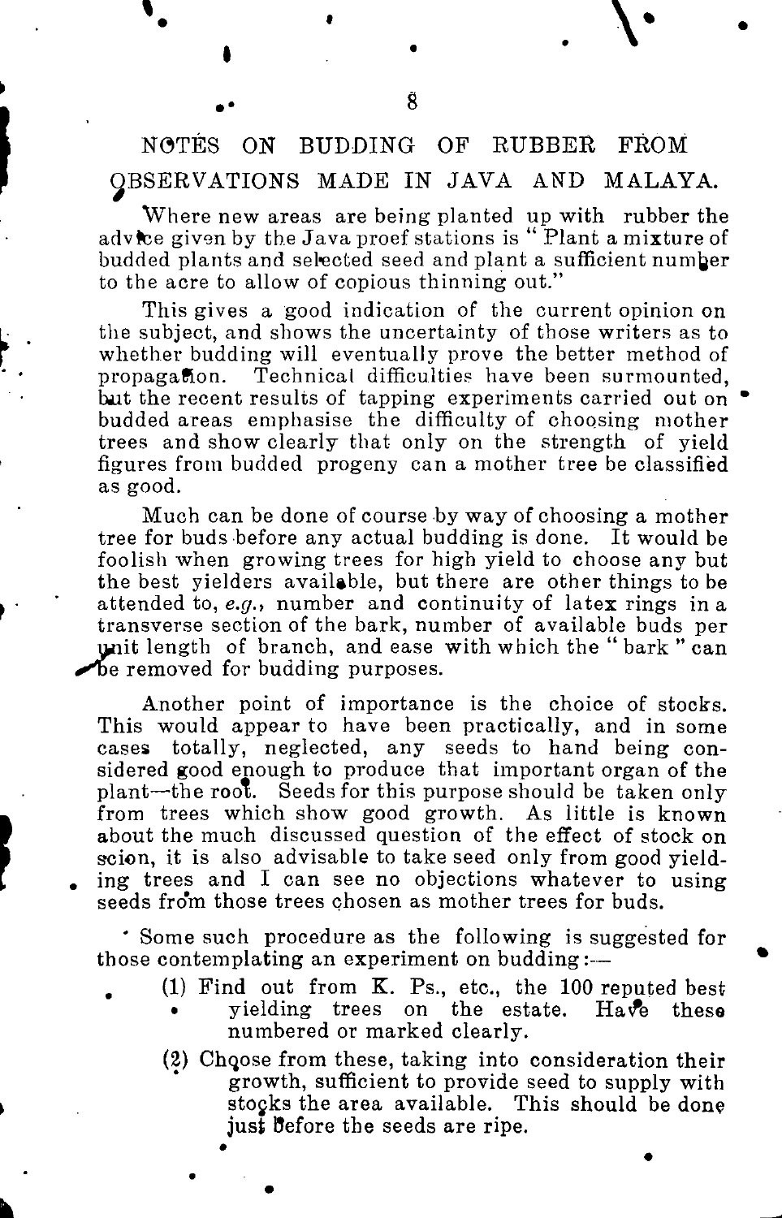# NOTES ON BUDDING OF RUBBER FROM OBSERVATIONS MADE IN JAVA AND MALAYA.

Where new areas are being planted up with rubber the advice given by the Java proef stations is "Plant a mixture of budded plants and selected seed and plant a sufficient number to the acre to allow of copious thinning out."

This gives a good indication of the current opinion on the subject, and shows the uncertainty of those writers as to whether budding will eventually prove the better method of propagation. Technical difficulties have been surmounted, but the recent results of tapping experiments carried out on budded areas emphasise the difficulty of choosing mother trees and show clearly that only on the strength of yield figures from budded progeny can a mother tree be classified as good.

Much can be done of course by way of choosing a mother tree for buds before any actual budding is done. It would be foolish when growing trees for high yield to choose any but the best yielders available, but there are other things to be attended to, *e.g.*, number and continuity of latex rings in a transverse section of the bark, number of available buds per unit length of branch, and ease with which the "bark" can be removed for budding purposes.

Another point of importance is the choice of stocks. This would appear to have been practically, and in some cases totally, neglected, any seeds to hand being considered good enough to produce that important organ of the plant—the root. Seeds for this purpose should be taken only from trees which show good growth. As little is known about the much discussed question of the effect of stock on scion, it is also advisable to take seed only from good yielding trees and I can see no objections whatever to using seeds from those trees chosen as mother trees for buds.

Some such procedure as the following is suggested for those contemplating an experiment on budding:—

(1) Find out from K. Ps., etc., the 100 reputed best yielding trees on the estate. Have these numbered or marked clearly.

(2) Choose from these, taking into consideration their growth, sufficient to provide seed to supply with stocks the area available. This should be done just before the seeds are ripe.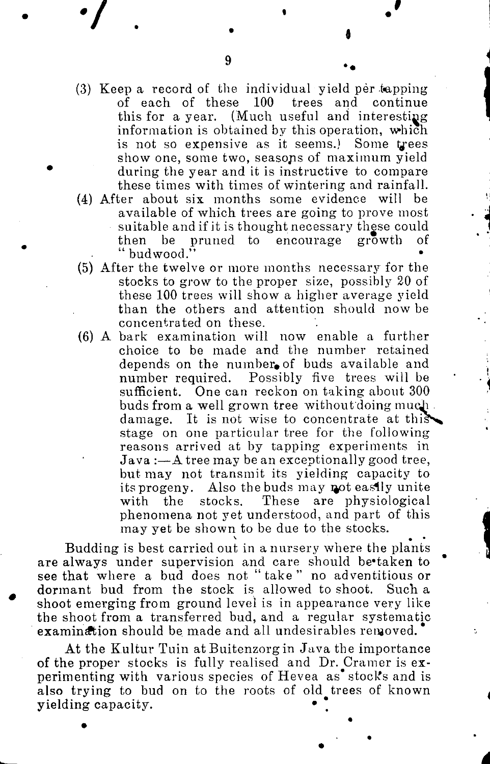(3) Keep a record of the individual yield per tapping of each of these 100 trees and continue this for a year. (Much useful and interesting information is obtained by this operation, which is not so expensive as it seems.) Some trees show one, some two, seasons of maximum yield during the year and it is instructive to compare these times with times of wintering and rainfall.

(4) After about six months some evidence will be available of which trees are going to prove most suitable and if it is thought necessary these could then be pruned to encourage growth of "budwood."

(5) After the twelve or more months necessary for the stocks to grow to the proper size, possibly 20 of these 100 trees will show a higher average yield than the others and attention should now be concentrated on these.

(6) A bark examination will now enable a further choice to be made and the number retained depends on the number of buds available and number required. Possibly five trees will be sufficient. One can reckon on taking about 300 buds from a well grown tree without doing much damage. It is not wise to concentrate at this stage on one particular tree for the following reasons arrived at by tapping experiments in Java :—A tree may be an exceptionally good tree, but may not transmit its yielding capacity to its progeny. Also the buds may not easily unite with the stocks. These are physiological phenomena not yet understood, and part of this may yet be shown to be due to the stocks.

Budding is best carried out in a nursery where the plants are always under supervision and care should be taken to see that where a bud does not "take" no adventitious or dormant bud from the stock is allowed to shoot. Such a shoot emerging from ground level is in appearance very like the shoot from a transferred bud, and a regular systematic examination should be made and all undesirables removed.

At the Kultur Tuin at Buitenzorg in Java the importance of the proper stocks is fully realised and Dr. Cramer is experimenting with various species of Hevea as stocks and is also trying to bud on to the roots of old trees of known yielding capacity.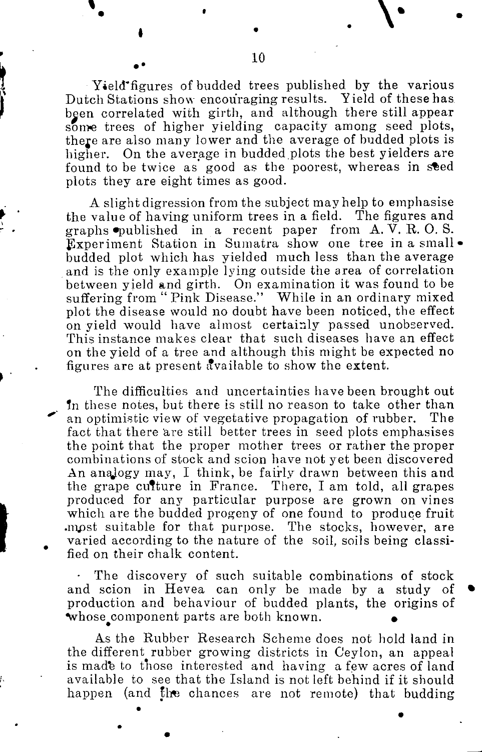Yield figures of budded trees published by the various Dutch Stations show encouraging results. Yield of these has been correlated with girth, and although there still appear some trees of higher yielding capacity among seed plots, there are also many lower and the average of budded plots is higher. On the average in budded plots the best yielders are found to be twice as good as the poorest, whereas in seed plots they are eight times as good.

A slight digression from the subject may help to emphasise the value of having uniform trees in a field. The figures and graphs published in a recent paper from A. V. R. O. S. Experiment Station in Sumatra show one tree in a small budded plot which has yielded much less than the average and is the only example lying outside the area of correlation between yield and girth. On examination it was found to be suffering from "Pink Disease." While in an ordinary mixed plot the disease would no doubt have been noticed, the effect on yield would have almost certainly passed unobserved. This instance makes clear that such diseases have an effect on the yield of a tree and although this might be expected no figures are at present available to show the extent.

The difficulties and uncertainties have been brought out in these notes, but there is still no reason to take other than an optimistic view of vegetative propagation of rubber. The fact that there are still better trees in seed plots emphasises the point that the proper mother trees or rather the proper combinations of stock and scion have not yet been discovered An analogy may, I think, be fairly drawn between this and the grape culture in France. There, I am told, all grapes produced for any particular purpose are grown on vines which are the budded progeny of one found to produce fruit most suitable for that purpose. The stocks, however, are varied according to the nature of the soil, soils being classified on their chalk content.

The discovery of such suitable combinations of stock and scion in Hevea can only be made by a study of production and behaviour of budded plants, the origins of whose component parts are both known.

As the Rubber Research Scheme does not hold land in the different rubber growing districts in Ceylon, an appeal is made to those interested and having a few acres of land available to see that the Island is not left behind if it should happen (and the chances are not remote) that budding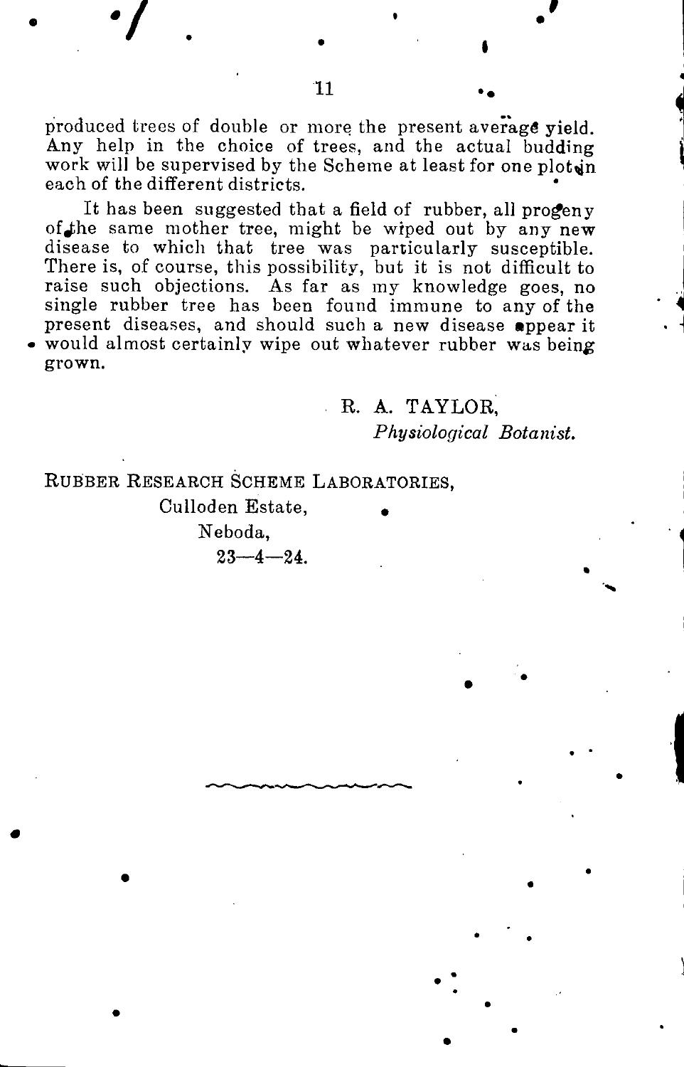produced trees of double or more the present average yield. Any help in the choice of trees, and the actual budding work will be supervised by the Scheme at least for one plot in each of the different districts.

It has been suggested that a field of rubber, all progeny of the same mother tree, might be wiped out by any new disease to which that tree was particularly susceptible. There is, of course, this possibility, but it is not difficult to raise such objections. As far as my knowledge goes, no single rubber tree has been found immune to any of the present diseases, and should such a new disease appear it would almost certainly wipe out whatever rubber was being grown.

R. A. TAYLOR,
*Physiological Botanist.*

RUBBER RESEARCH SCHEME LABORATORIES,
Culloden Estate,
Neboda,
23—4—24.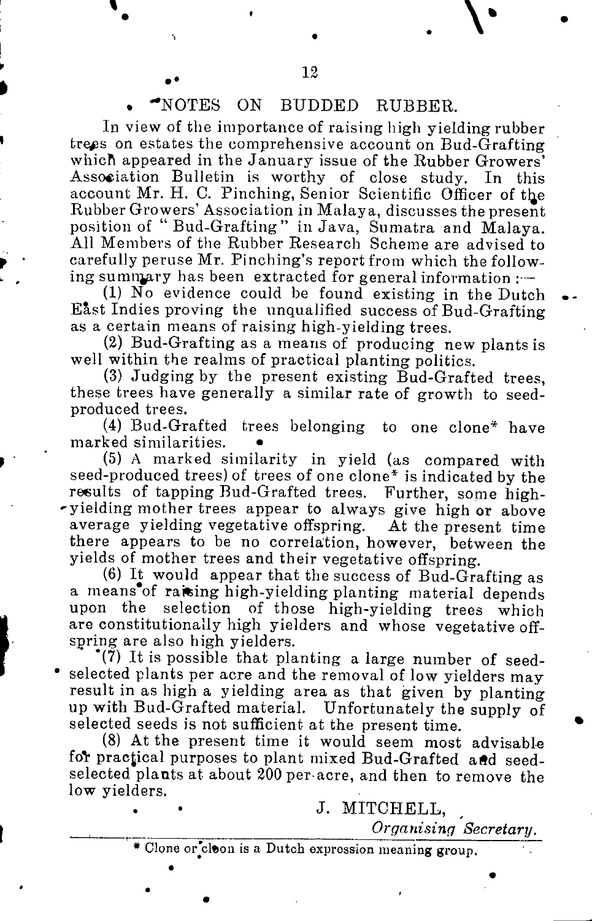## NOTES ON BUDDED RUBBER.

In view of the importance of raising high yielding rubber trees on estates the comprehensive account on Bud-Grafting which appeared in the January issue of the Rubber Growers' Association Bulletin is worthy of close study. In this account Mr. H. C. Pinching, Senior Scientific Officer of the Rubber Growers' Association in Malaya, discusses the present position of "Bud-Grafting" in Java, Sumatra and Malaya. All Members of the Rubber Research Scheme are advised to carefully peruse Mr. Pinching's report from which the following summary has been extracted for general information :—

(1) No evidence could be found existing in the Dutch East Indies proving the unqualified success of Bud-Grafting as a certain means of raising high-yielding trees.

(2) Bud-Grafting as a means of producing new plants is well within the realms of practical planting politics.

(3) Judging by the present existing Bud-Grafted trees, these trees have generally a similar rate of growth to seed-produced trees.

(4) Bud-Grafted trees belonging to one clone* have marked similarities.

(5) A marked similarity in yield (as compared with seed-produced trees) of trees of one clone* is indicated by the results of tapping Bud-Grafted trees. Further, some high-yielding mother trees appear to always give high or above average yielding vegetative offspring. At the present time there appears to be no correlation, however, between the yields of mother trees and their vegetative offspring.

(6) It would appear that the success of Bud-Grafting as a means of raising high-yielding planting material depends upon the selection of those high-yielding trees which are constitutionally high yielders and whose vegetative offspring are also high yielders.

(7) It is possible that planting a large number of seed-selected plants per acre and the removal of low yielders may result in as high a yielding area as that given by planting up with Bud-Grafted material. Unfortunately the supply of selected seeds is not sufficient at the present time.

(8) At the present time it would seem most advisable for practical purposes to plant mixed Bud-Grafted and seed-selected plants at about 200 per acre, and then to remove the low yielders.

J. MITCHELL,
*Organising Secretary.*

---

* Clone or cloon is a Dutch expression meaning group.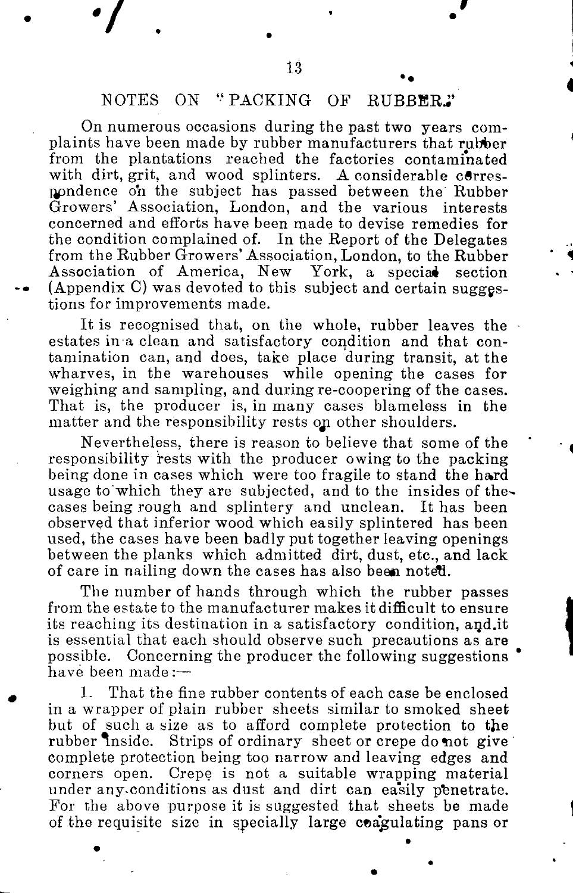## NOTES ON "PACKING OF RUBBER."

On numerous occasions during the past two years complaints have been made by rubber manufacturers that rubber from the plantations reached the factories contaminated with dirt, grit, and wood splinters. A considerable correspondence on the subject has passed between the Rubber Growers' Association, London, and the various interests concerned and efforts have been made to devise remedies for the condition complained of. In the Report of the Delegates from the Rubber Growers' Association, London, to the Rubber Association of America, New York, a special section (Appendix C) was devoted to this subject and certain suggestions for improvements made.

It is recognised that, on the whole, rubber leaves the estates in a clean and satisfactory condition and that contamination can, and does, take place during transit, at the wharves, in the warehouses while opening the cases for weighing and sampling, and during re-coopering of the cases. That is, the producer is, in many cases blameless in the matter and the responsibility rests on other shoulders.

Nevertheless, there is reason to believe that some of the responsibility rests with the producer owing to the packing being done in cases which were too fragile to stand the hard usage to which they are subjected, and to the insides of the cases being rough and splintery and unclean. It has been observed that inferior wood which easily splintered has been used, the cases have been badly put together leaving openings between the planks which admitted dirt, dust, etc., and lack of care in nailing down the cases has also been noted.

The number of hands through which the rubber passes from the estate to the manufacturer makes it difficult to ensure its reaching its destination in a satisfactory condition, and it is essential that each should observe such precautions as are possible. Concerning the producer the following suggestions have been made:—

1. That the fine rubber contents of each case be enclosed in a wrapper of plain rubber sheets similar to smoked sheet but of such a size as to afford complete protection to the rubber inside. Strips of ordinary sheet or crepe do not give complete protection being too narrow and leaving edges and corners open. Crepe is not a suitable wrapping material under any conditions as dust and dirt can easily penetrate. For the above purpose it is suggested that sheets be made of the requisite size in specially large coagulating pans or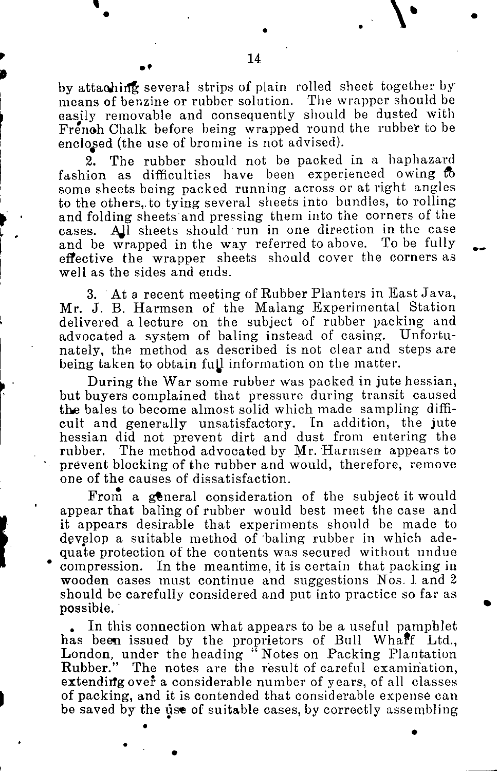by attaching several strips of plain rolled sheet together by means of benzine or rubber solution. The wrapper should be easily removable and consequently should be dusted with French Chalk before being wrapped round the rubber to be enclosed (the use of bromine is not advised).

2. The rubber should not be packed in a haphazard fashion as difficulties have been experienced owing to some sheets being packed running across or at right angles to the others, to tying several sheets into bundles, to rolling and folding sheets and pressing them into the corners of the cases. All sheets should run in one direction in the case and be wrapped in the way referred to above. To be fully effective the wrapper sheets should cover the corners as well as the sides and ends.

3. At a recent meeting of Rubber Planters in East Java, Mr. J. B. Harmsen of the Malang Experimental Station delivered a lecture on the subject of rubber packing and advocated a system of baling instead of casing. Unfortunately, the method as described is not clear and steps are being taken to obtain full information on the matter.

During the War some rubber was packed in jute hessian, but buyers complained that pressure during transit caused the bales to become almost solid which made sampling difficult and generally unsatisfactory. In addition, the jute hessian did not prevent dirt and dust from entering the rubber. The method advocated by Mr. Harmsen appears to prevent blocking of the rubber and would, therefore, remove one of the causes of dissatisfaction.

From a general consideration of the subject it would appear that baling of rubber would best meet the case and it appears desirable that experiments should be made to develop a suitable method of baling rubber in which adequate protection of the contents was secured without undue compression. In the meantime, it is certain that packing in wooden cases must continue and suggestions Nos. 1 and 2 should be carefully considered and put into practice so far as possible.

In this connection what appears to be a useful pamphlet has been issued by the proprietors of Bull Wharf Ltd., London, under the heading "Notes on Packing Plantation Rubber." The notes are the result of careful examination, extending over a considerable number of years, of all classes of packing, and it is contended that considerable expense can be saved by the use of suitable cases, by correctly assembling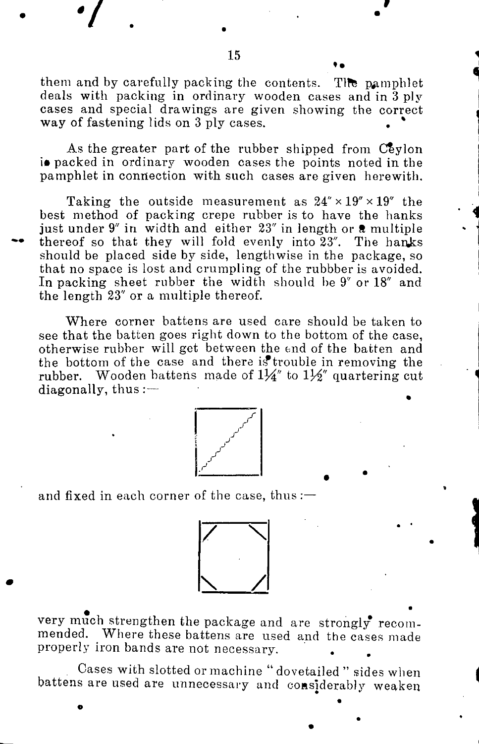them and by carefully packing the contents. The pamphlet deals with packing in ordinary wooden cases and in 3 ply cases and special drawings are given showing the correct way of fastening lids on 3 ply cases.

As the greater part of the rubber shipped from Ceylon is packed in ordinary wooden cases the points noted in the pamphlet in connection with such cases are given herewith.

Taking the outside measurement as 24″ × 19″ × 19″ the best method of packing crepe rubber is to have the hanks just under 9″ in width and either 23″ in length or a multiple thereof so that they will fold evenly into 23″. The hanks should be placed side by side, lengthwise in the package, so that no space is lost and crumpling of the rubbber is avoided. In packing sheet rubber the width should be 9″ or 18″ and the length 23″ or a multiple thereof.

Where corner battens are used care should be taken to see that the batten goes right down to the bottom of the case, otherwise rubber will get between the end of the batten and the bottom of the case and there is trouble in removing the rubber. Wooden battens made of 1¼″ to 1½″ quartering cut diagonally, thus:—

and fixed in each corner of the case, thus:—

very much strengthen the package and are strongly recommended. Where these battens are used and the cases made properly iron bands are not necessary.

Cases with slotted or machine "dovetailed" sides when battens are used are unnecessary and considerably weaken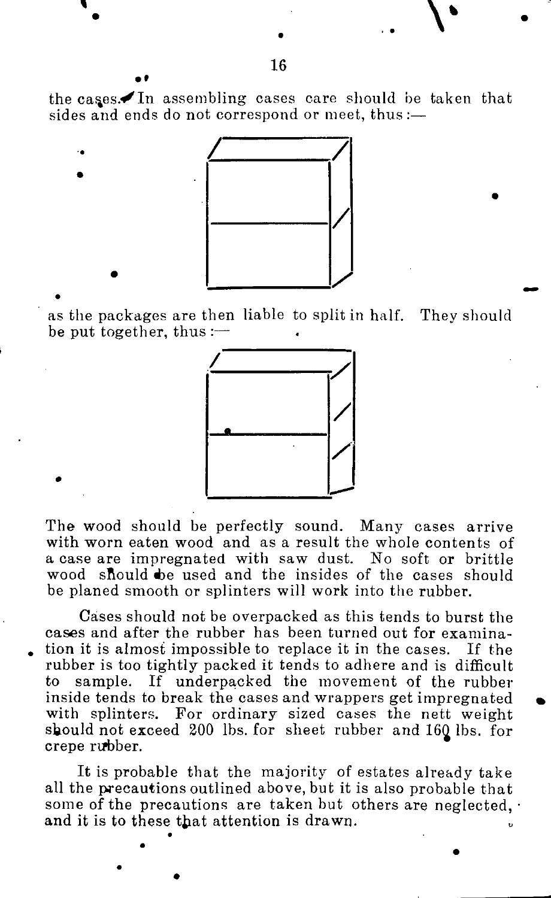the cases. In assembling cases care should be taken that sides and ends do not correspond or meet, thus :—

as the packages are then liable to split in half. They should be put together, thus :—

The wood should be perfectly sound. Many cases arrive with worn eaten wood and as a result the whole contents of a case are impregnated with saw dust. No soft or brittle wood should be used and the insides of the cases should be planed smooth or splinters will work into the rubber.

Cases should not be overpacked as this tends to burst the cases and after the rubber has been turned out for examination it is almost impossible to replace it in the cases. If the rubber is too tightly packed it tends to adhere and is difficult to sample. If underpacked the movement of the rubber inside tends to break the cases and wrappers get impregnated with splinters. For ordinary sized cases the nett weight should not exceed 200 lbs. for sheet rubber and 160 lbs. for crepe rubber.

It is probable that the majority of estates already take all the precautions outlined above, but it is also probable that some of the precautions are taken but others are neglected, and it is to these that attention is drawn.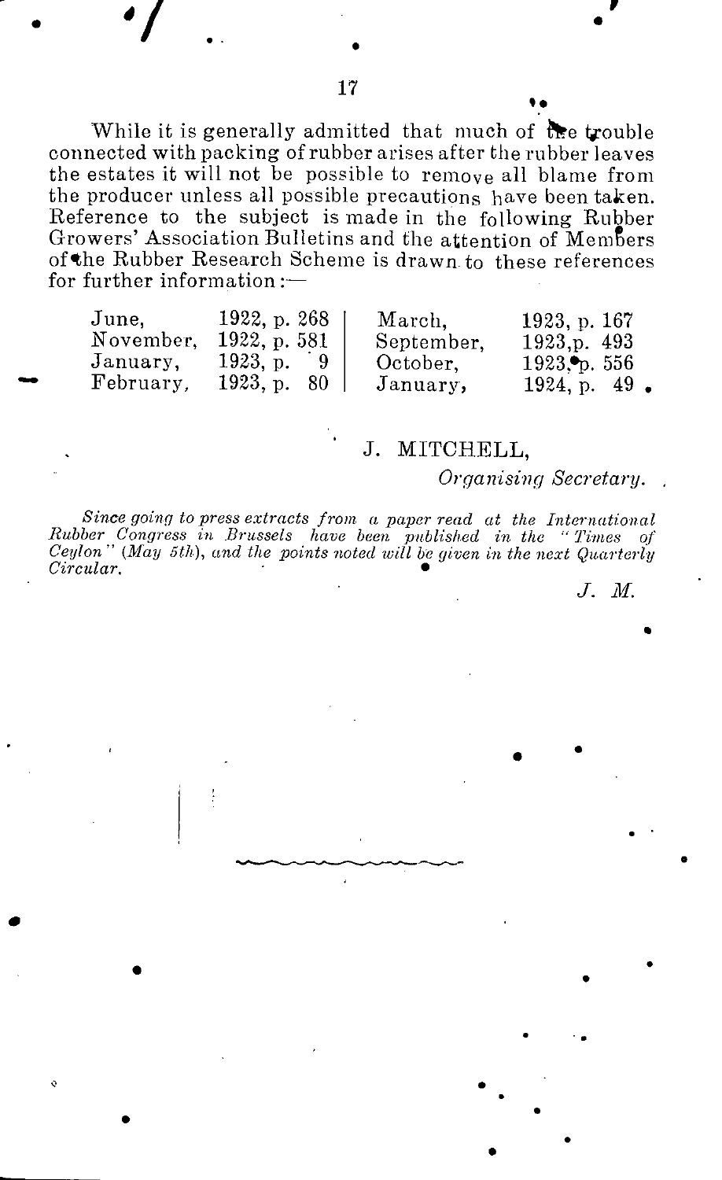While it is generally admitted that much of the trouble connected with packing of rubber arises after the rubber leaves the estates it will not be possible to remove all blame from the producer unless all possible precautions have been taken. Reference to the subject is made in the following Rubber Growers' Association Bulletins and the attention of Members of the Rubber Research Scheme is drawn to these references for further information:—

| | | | |
|---|---|---|---|
| June, | 1922, p. 268 | March, | 1923, p. 167 |
| November, | 1922, p. 581 | September, | 1923, p. 493 |
| January, | 1923, p. 9 | October, | 1923, p. 556 |
| February, | 1923, p. 80 | January, | 1924, p. 49. |

J. MITCHELL,

*Organising Secretary.*

*Since going to press extracts from a paper read at the International Rubber Congress in Brussels have been published in the "Times of Ceylon" (May 5th), and the points noted will be given in the next Quarterly Circular.*

*J. M.*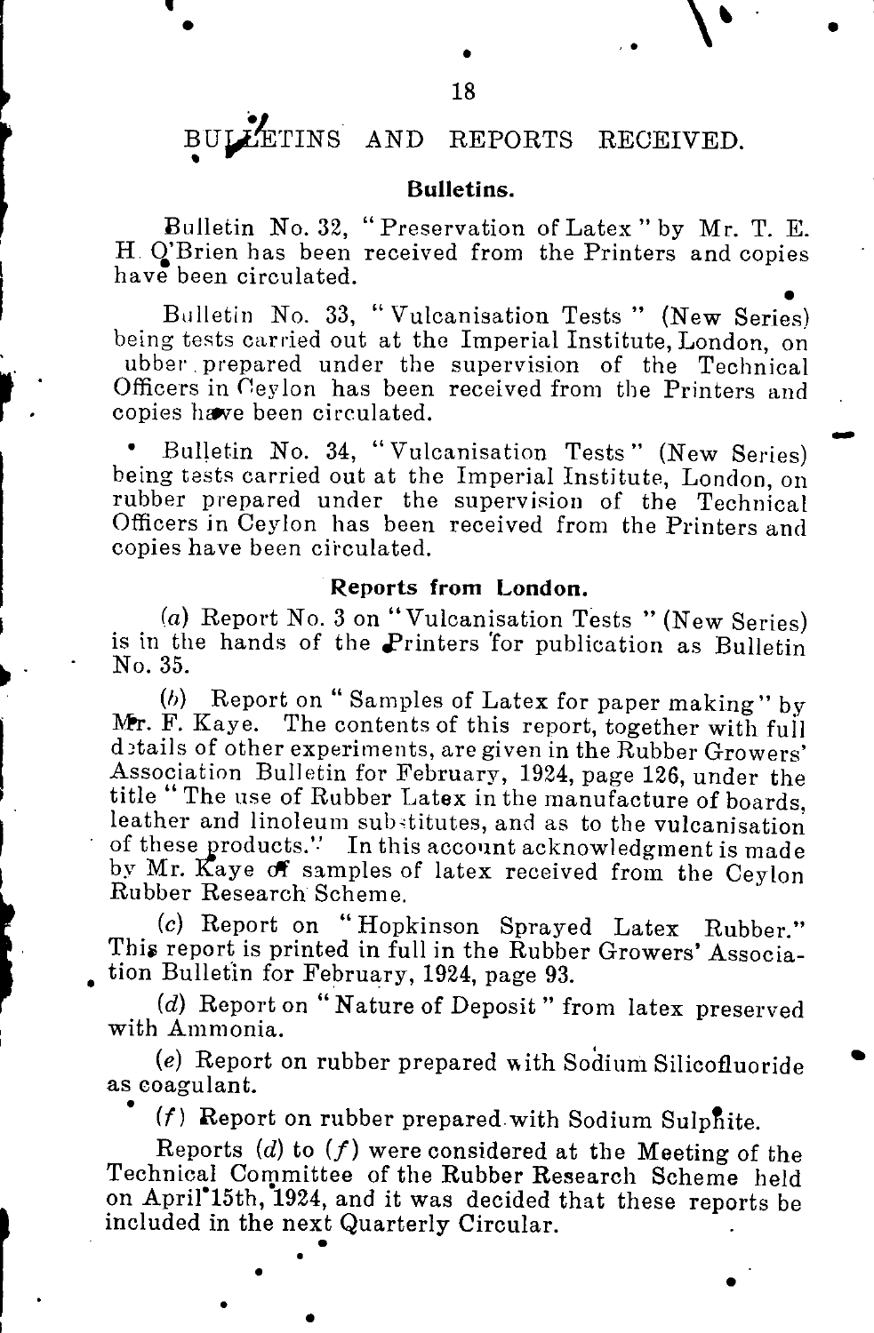# BULLETINS AND REPORTS RECEIVED.

## Bulletins.

Bulletin No. 32, "Preservation of Latex" by Mr. T. E. H. O'Brien has been received from the Printers and copies have been circulated.

Bulletin No. 33, "Vulcanisation Tests" (New Series) being tests carried out at the Imperial Institute, London, on ubber prepared under the supervision of the Technical Officers in Ceylon has been received from the Printers and copies have been circulated.

Bulletin No. 34, "Vulcanisation Tests" (New Series) being tests carried out at the Imperial Institute, London, on rubber prepared under the supervision of the Technical Officers in Ceylon has been received from the Printers and copies have been circulated.

## Reports from London.

(*a*) Report No. 3 on "Vulcanisation Tests" (New Series) is in the hands of the Printers for publication as Bulletin No. 35.

(*b*) Report on "Samples of Latex for paper making" by Mr. F. Kaye. The contents of this report, together with full details of other experiments, are given in the Rubber Growers' Association Bulletin for February, 1924, page 126, under the title "The use of Rubber Latex in the manufacture of boards, leather and linoleum substitutes, and as to the vulcanisation of these products." In this account acknowledgment is made by Mr. Kaye of samples of latex received from the Ceylon Rubber Research Scheme.

(*c*) Report on "Hopkinson Sprayed Latex Rubber." This report is printed in full in the Rubber Growers' Association Bulletin for February, 1924, page 93.

(*d*) Report on "Nature of Deposit" from latex preserved with Ammonia.

(*e*) Report on rubber prepared with Sodium Silicofluoride as coagulant.

(*f*) Report on rubber prepared with Sodium Sulphite.

Reports (*d*) to (*f*) were considered at the Meeting of the Technical Committee of the Rubber Research Scheme held on April 15th, 1924, and it was decided that these reports be included in the next Quarterly Circular.